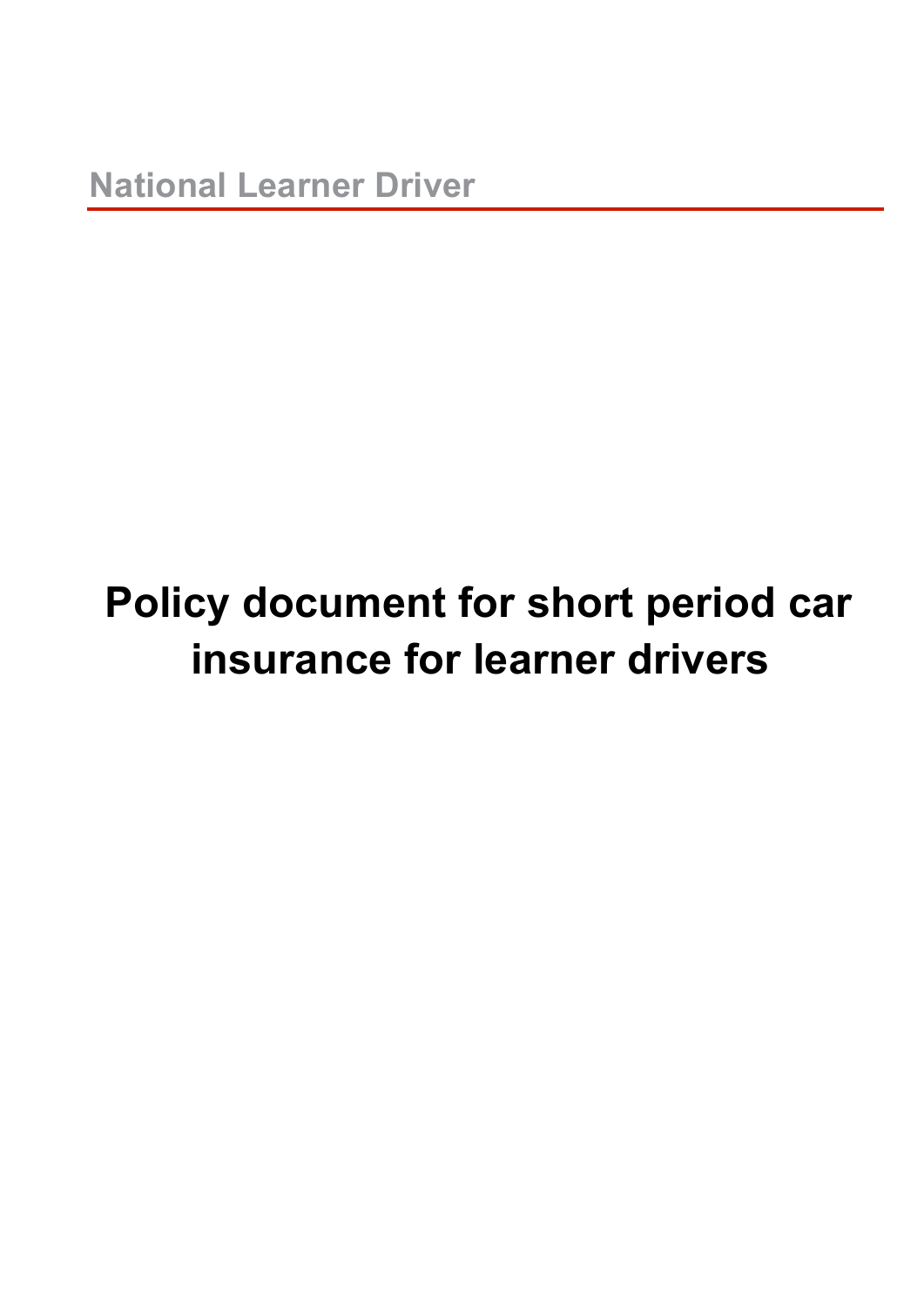National Learner Driver

# Policy document for short period car insurance for learner drivers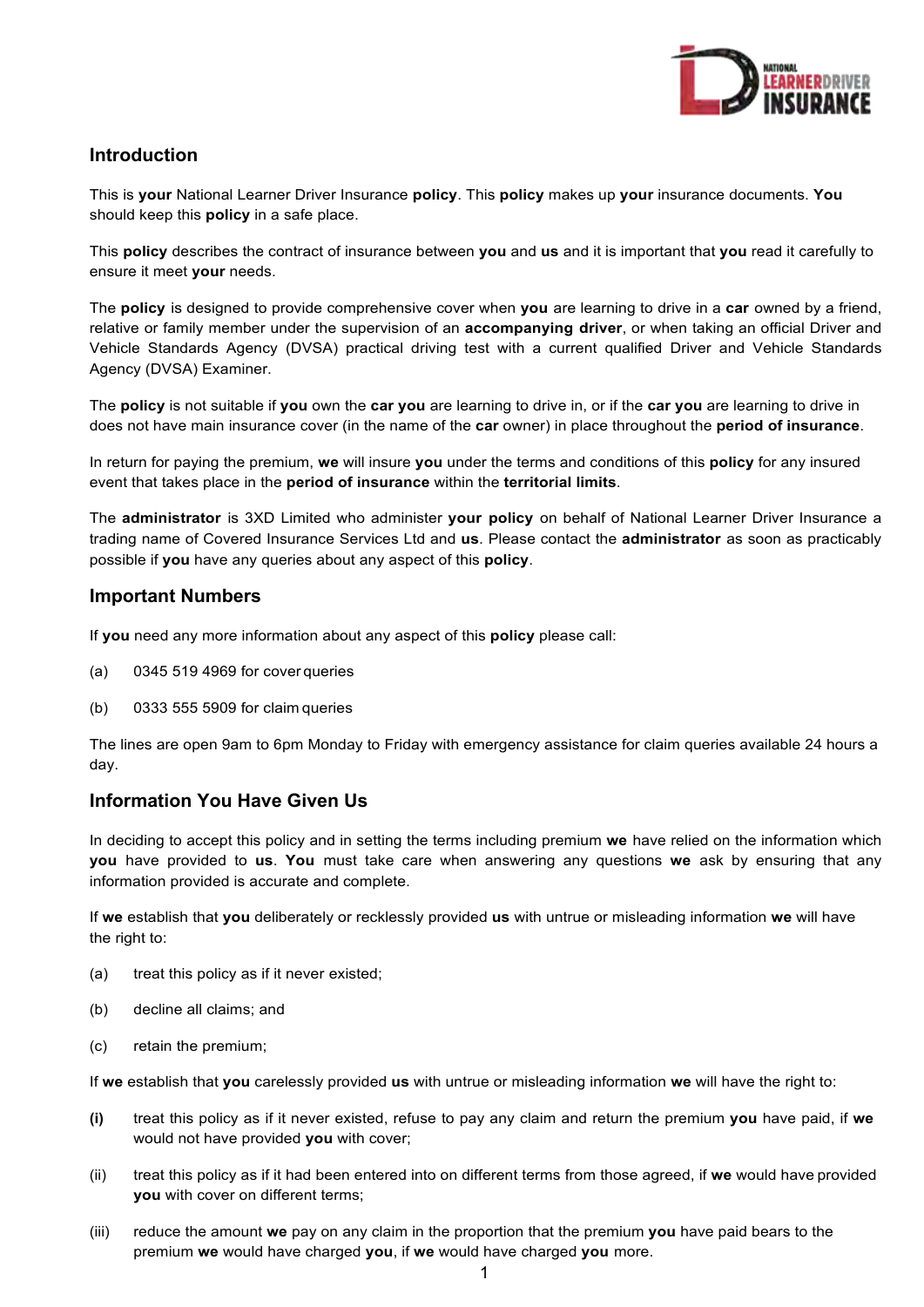## Introduction

This is **your** National Learner Driver Insurance **policy**. This **policy** makes up **your** insurance documents. **You** should keep this **policy** in a safe place.

This **policy** describes the contract of insurance between **you** and **us** and it is important that **you** read it carefully to ensure it meet **your** needs.

The **policy** is designed to provide comprehensive cover when **you** are learning to drive in a **car** owned by a friend, relative or family member under the supervision of an **accompanying driver**, or when taking an official Driver and Vehicle Standards Agency (DVSA) practical driving test with a current qualified Driver and Vehicle Standards Agency (DVSA) Examiner.

The **policy** is not suitable if **you** own the **car you** are learning to drive in, or if the **car you** are learning to drive in does not have main insurance cover (in the name of the **car** owner) in place throughout the **period of insurance**.

In return for paying the premium, **we** will insure **you** under the terms and conditions of this **policy** for any insured event that takes place in the **period of insurance** within the **territorial limits**.

The **administrator** is 3XD Limited who administer **your policy** on behalf of National Learner Driver Insurance a trading name of Covered Insurance Services Ltd and **us**. Please contact the **administrator** as soon as practicably possible if **you** have any queries about any aspect of this **policy**.

## Important Numbers

If **you** need any more information about any aspect of this **policy** please call:

(a) 0345 519 4969 for cover queries

(b) 0333 555 5909 for claim queries

The lines are open 9am to 6pm Monday to Friday with emergency assistance for claim queries available 24 hours a day.

## Information You Have Given Us

In deciding to accept this policy and in setting the terms including premium **we** have relied on the information which **you** have provided to **us**. **You** must take care when answering any questions **we** ask by ensuring that any information provided is accurate and complete.

If **we** establish that **you** deliberately or recklessly provided **us** with untrue or misleading information **we** will have the right to:

(a) treat this policy as if it never existed;

(b) decline all claims; and

(c) retain the premium;

If **we** establish that **you** carelessly provided **us** with untrue or misleading information **we** will have the right to:

**(i)** treat this policy as if it never existed, refuse to pay any claim and return the premium **you** have paid, if **we** would not have provided **you** with cover;

(ii) treat this policy as if it had been entered into on different terms from those agreed, if **we** would have provided **you** with cover on different terms;

(iii) reduce the amount **we** pay on any claim in the proportion that the premium **you** have paid bears to the premium **we** would have charged **you**, if **we** would have charged **you** more.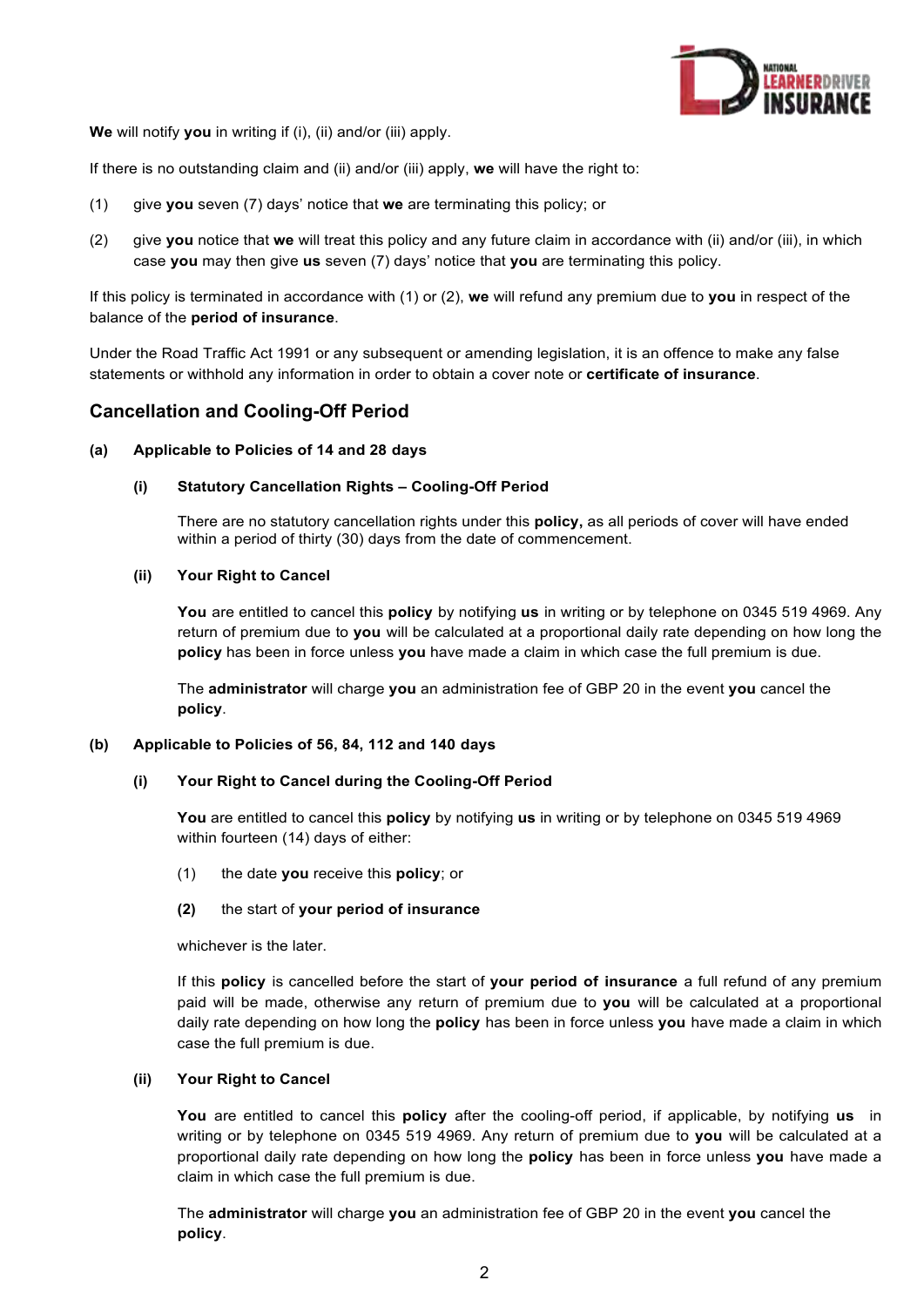**We** will notify **you** in writing if (i), (ii) and/or (iii) apply.

If there is no outstanding claim and (ii) and/or (iii) apply, **we** will have the right to:

(1) give **you** seven (7) days' notice that **we** are terminating this policy; or

(2) give **you** notice that **we** will treat this policy and any future claim in accordance with (ii) and/or (iii), in which case **you** may then give **us** seven (7) days' notice that **you** are terminating this policy.

If this policy is terminated in accordance with (1) or (2), **we** will refund any premium due to **you** in respect of the balance of the **period of insurance**.

Under the Road Traffic Act 1991 or any subsequent or amending legislation, it is an offence to make any false statements or withhold any information in order to obtain a cover note or **certificate of insurance**.

## Cancellation and Cooling-Off Period

**(a) Applicable to Policies of 14 and 28 days**

**(i) Statutory Cancellation Rights – Cooling-Off Period**

There are no statutory cancellation rights under this **policy,** as all periods of cover will have ended within a period of thirty (30) days from the date of commencement.

**(ii) Your Right to Cancel**

**You** are entitled to cancel this **policy** by notifying **us** in writing or by telephone on 0345 519 4969. Any return of premium due to **you** will be calculated at a proportional daily rate depending on how long the **policy** has been in force unless **you** have made a claim in which case the full premium is due.

The **administrator** will charge **you** an administration fee of GBP 20 in the event **you** cancel the **policy**.

**(b) Applicable to Policies of 56, 84, 112 and 140 days**

**(i) Your Right to Cancel during the Cooling-Off Period**

**You** are entitled to cancel this **policy** by notifying **us** in writing or by telephone on 0345 519 4969 within fourteen (14) days of either:

(1) the date **you** receive this **policy**; or

**(2)** the start of **your period of insurance**

whichever is the later.

If this **policy** is cancelled before the start of **your period of insurance** a full refund of any premium paid will be made, otherwise any return of premium due to **you** will be calculated at a proportional daily rate depending on how long the **policy** has been in force unless **you** have made a claim in which case the full premium is due.

**(ii) Your Right to Cancel**

**You** are entitled to cancel this **policy** after the cooling-off period, if applicable, by notifying **us** in writing or by telephone on 0345 519 4969. Any return of premium due to **you** will be calculated at a proportional daily rate depending on how long the **policy** has been in force unless **you** have made a claim in which case the full premium is due.

The **administrator** will charge **you** an administration fee of GBP 20 in the event **you** cancel the **policy**.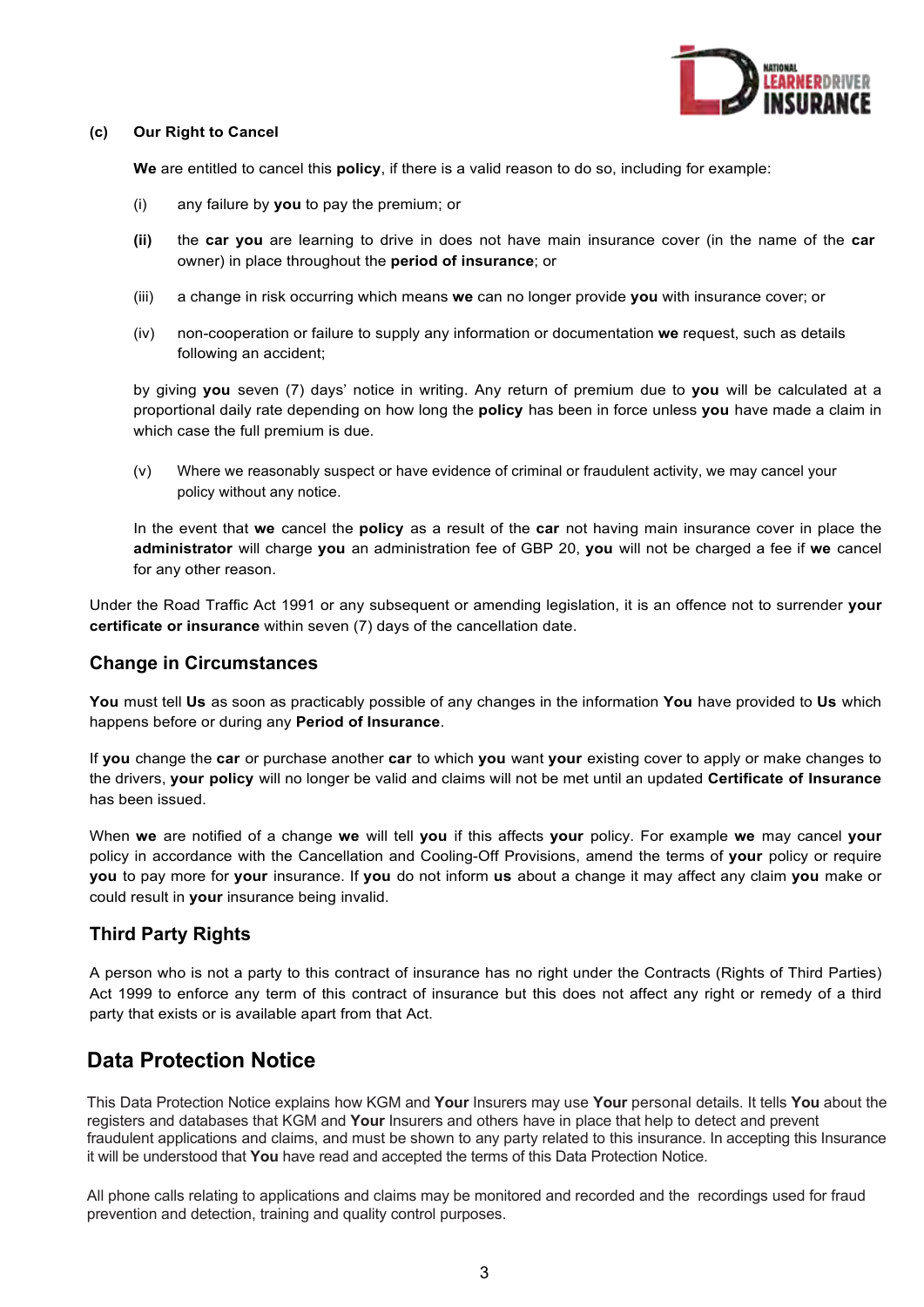**(c) Our Right to Cancel**

**We** are entitled to cancel this **policy**, if there is a valid reason to do so, including for example:

(i) any failure by **you** to pay the premium; or

**(ii)** the **car you** are learning to drive in does not have main insurance cover (in the name of the **car** owner) in place throughout the **period of insurance**; or

(iii) a change in risk occurring which means **we** can no longer provide **you** with insurance cover; or

(iv) non-cooperation or failure to supply any information or documentation **we** request, such as details following an accident;

by giving **you** seven (7) days' notice in writing. Any return of premium due to **you** will be calculated at a proportional daily rate depending on how long the **policy** has been in force unless **you** have made a claim in which case the full premium is due.

(v) Where we reasonably suspect or have evidence of criminal or fraudulent activity, we may cancel your policy without any notice.

In the event that **we** cancel the **policy** as a result of the **car** not having main insurance cover in place the **administrator** will charge **you** an administration fee of GBP 20, **you** will not be charged a fee if **we** cancel for any other reason.

Under the Road Traffic Act 1991 or any subsequent or amending legislation, it is an offence not to surrender **your certificate or insurance** within seven (7) days of the cancellation date.

## Change in Circumstances

**You** must tell **Us** as soon as practicably possible of any changes in the information **You** have provided to **Us** which happens before or during any **Period of Insurance**.

If **you** change the **car** or purchase another **car** to which **you** want **your** existing cover to apply or make changes to the drivers, **your policy** will no longer be valid and claims will not be met until an updated **Certificate of Insurance** has been issued.

When **we** are notified of a change **we** will tell **you** if this affects **your** policy. For example **we** may cancel **your** policy in accordance with the Cancellation and Cooling-Off Provisions, amend the terms of **your** policy or require **you** to pay more for **your** insurance. If **you** do not inform **us** about a change it may affect any claim **you** make or could result in **your** insurance being invalid.

## Third Party Rights

A person who is not a party to this contract of insurance has no right under the Contracts (Rights of Third Parties) Act 1999 to enforce any term of this contract of insurance but this does not affect any right or remedy of a third party that exists or is available apart from that Act.

# Data Protection Notice

This Data Protection Notice explains how KGM and **Your** Insurers may use **Your** personal details. It tells **You** about the registers and databases that KGM and **Your** Insurers and others have in place that help to detect and prevent fraudulent applications and claims, and must be shown to any party related to this insurance. In accepting this Insurance it will be understood that **You** have read and accepted the terms of this Data Protection Notice.

All phone calls relating to applications and claims may be monitored and recorded and the recordings used for fraud prevention and detection, training and quality control purposes.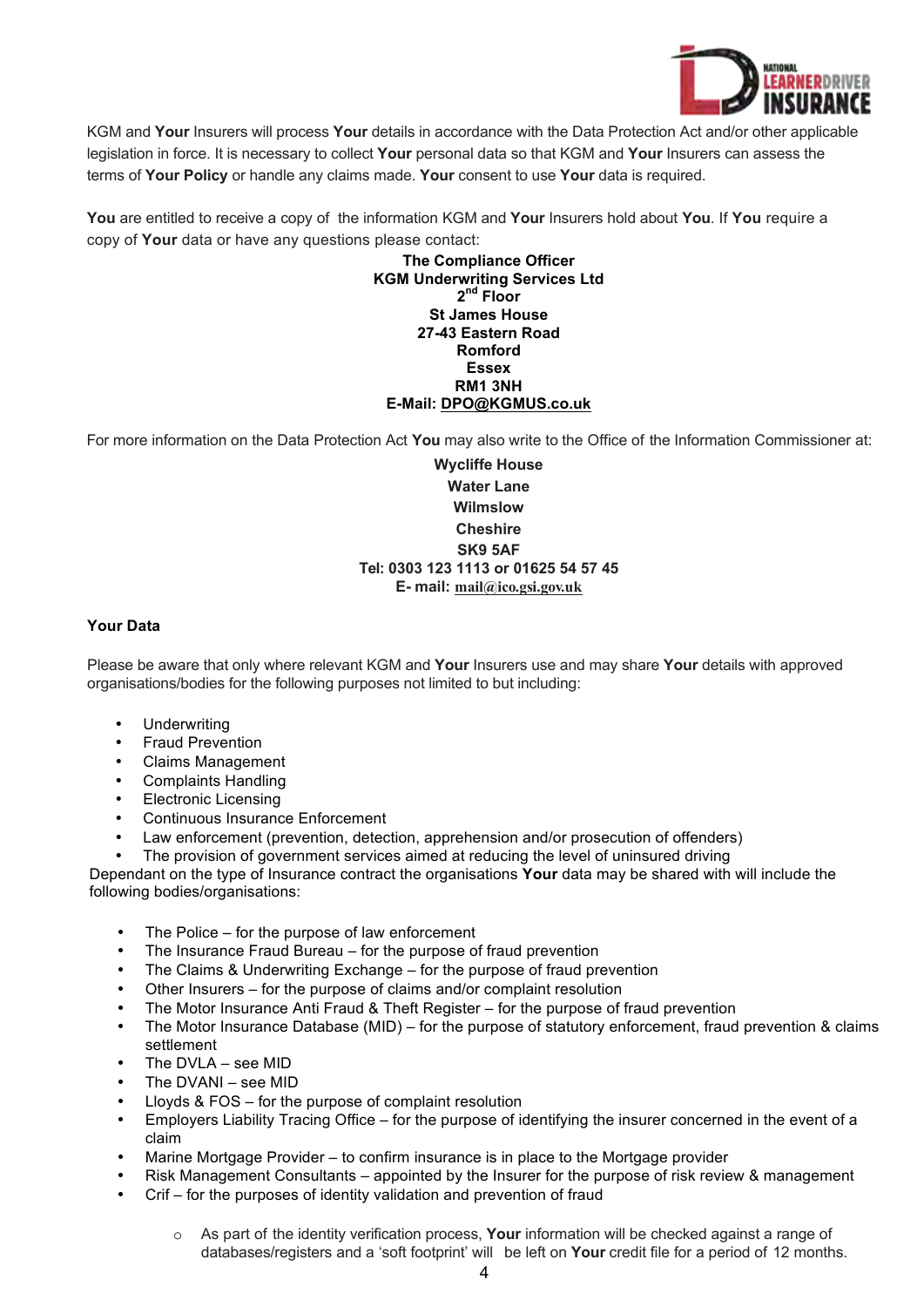KGM and **Your** Insurers will process **Your** details in accordance with the Data Protection Act and/or other applicable legislation in force. It is necessary to collect **Your** personal data so that KGM and **Your** Insurers can assess the terms of **Your Policy** or handle any claims made. **Your** consent to use **Your** data is required.

**You** are entitled to receive a copy of the information KGM and **Your** Insurers hold about **You**. If **You** require a copy of **Your** data or have any questions please contact:

**The Compliance Officer**
**KGM Underwriting Services Ltd**
**2nd Floor**
**St James House**
**27-43 Eastern Road**
**Romford**
**Essex**
**RM1 3NH**
**E-Mail: DPO@KGMUS.co.uk**

For more information on the Data Protection Act **You** may also write to the Office of the Information Commissioner at:

**Wycliffe House**
**Water Lane**
**Wilmslow**
**Cheshire**
**SK9 5AF**
**Tel: 0303 123 1113 or 01625 54 57 45**
**E- mail: mail@ico.gsi.gov.uk**

**Your Data**

Please be aware that only where relevant KGM and **Your** Insurers use and may share **Your** details with approved organisations/bodies for the following purposes not limited to but including:

- Underwriting
- Fraud Prevention
- Claims Management
- Complaints Handling
- Electronic Licensing
- Continuous Insurance Enforcement
- Law enforcement (prevention, detection, apprehension and/or prosecution of offenders)
- The provision of government services aimed at reducing the level of uninsured driving

Dependant on the type of Insurance contract the organisations **Your** data may be shared with will include the following bodies/organisations:

- The Police – for the purpose of law enforcement
- The Insurance Fraud Bureau – for the purpose of fraud prevention
- The Claims & Underwriting Exchange – for the purpose of fraud prevention
- Other Insurers – for the purpose of claims and/or complaint resolution
- The Motor Insurance Anti Fraud & Theft Register – for the purpose of fraud prevention
- The Motor Insurance Database (MID) – for the purpose of statutory enforcement, fraud prevention & claims settlement
- The DVLA – see MID
- The DVANI – see MID
- Lloyds & FOS – for the purpose of complaint resolution
- Employers Liability Tracing Office – for the purpose of identifying the insurer concerned in the event of a claim
- Marine Mortgage Provider – to confirm insurance is in place to the Mortgage provider
- Risk Management Consultants – appointed by the Insurer for the purpose of risk review & management
- Crif – for the purposes of identity validation and prevention of fraud
    - As part of the identity verification process, **Your** information will be checked against a range of databases/registers and a 'soft footprint' will be left on **Your** credit file for a period of 12 months.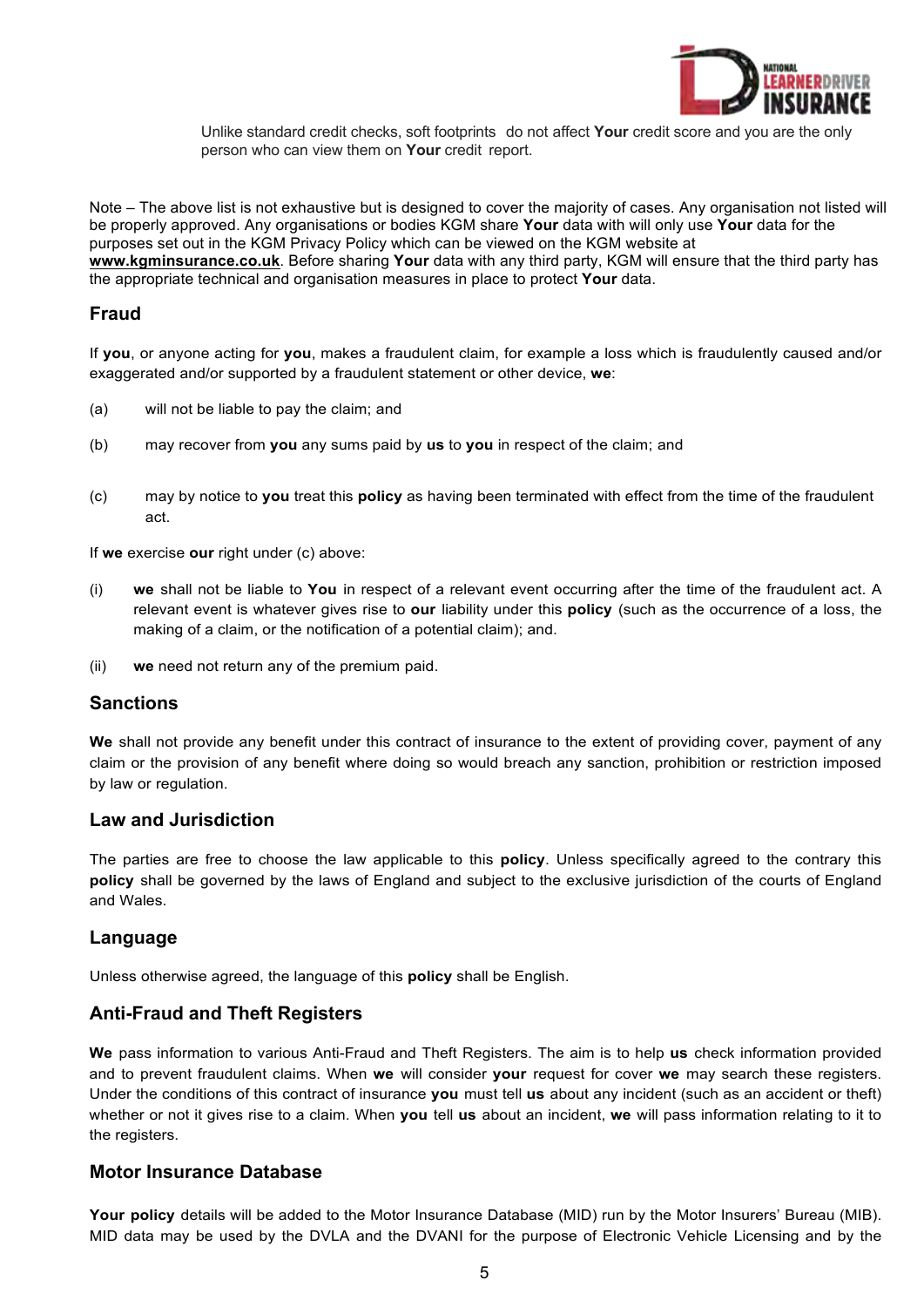Unlike standard credit checks, soft footprints do not affect **Your** credit score and you are the only person who can view them on **Your** credit report.

Note – The above list is not exhaustive but is designed to cover the majority of cases. Any organisation not listed will be properly approved. Any organisations or bodies KGM share **Your** data with will only use **Your** data for the purposes set out in the KGM Privacy Policy which can be viewed on the KGM website at **www.kgminsurance.co.uk**. Before sharing **Your** data with any third party, KGM will ensure that the third party has the appropriate technical and organisation measures in place to protect **Your** data.

## Fraud

If **you**, or anyone acting for **you**, makes a fraudulent claim, for example a loss which is fraudulently caused and/or exaggerated and/or supported by a fraudulent statement or other device, **we**:

(a) will not be liable to pay the claim; and

(b) may recover from **you** any sums paid by **us** to **you** in respect of the claim; and

(c) may by notice to **you** treat this **policy** as having been terminated with effect from the time of the fraudulent act.

If **we** exercise **our** right under (c) above:

(i) **we** shall not be liable to **You** in respect of a relevant event occurring after the time of the fraudulent act. A relevant event is whatever gives rise to **our** liability under this **policy** (such as the occurrence of a loss, the making of a claim, or the notification of a potential claim); and

(ii) **we** need not return any of the premium paid.

## Sanctions

**We** shall not provide any benefit under this contract of insurance to the extent of providing cover, payment of any claim or the provision of any benefit where doing so would breach any sanction, prohibition or restriction imposed by law or regulation.

## Law and Jurisdiction

The parties are free to choose the law applicable to this **policy**. Unless specifically agreed to the contrary this **policy** shall be governed by the laws of England and subject to the exclusive jurisdiction of the courts of England and Wales.

## Language

Unless otherwise agreed, the language of this **policy** shall be English.

## Anti-Fraud and Theft Registers

**We** pass information to various Anti-Fraud and Theft Registers. The aim is to help **us** check information provided and to prevent fraudulent claims. When **we** will consider **your** request for cover **we** may search these registers. Under the conditions of this contract of insurance **you** must tell **us** about any incident (such as an accident or theft) whether or not it gives rise to a claim. When **you** tell **us** about an incident, **we** will pass information relating to it to the registers.

## Motor Insurance Database

**Your policy** details will be added to the Motor Insurance Database (MID) run by the Motor Insurers' Bureau (MIB). MID data may be used by the DVLA and the DVANI for the purpose of Electronic Vehicle Licensing and by the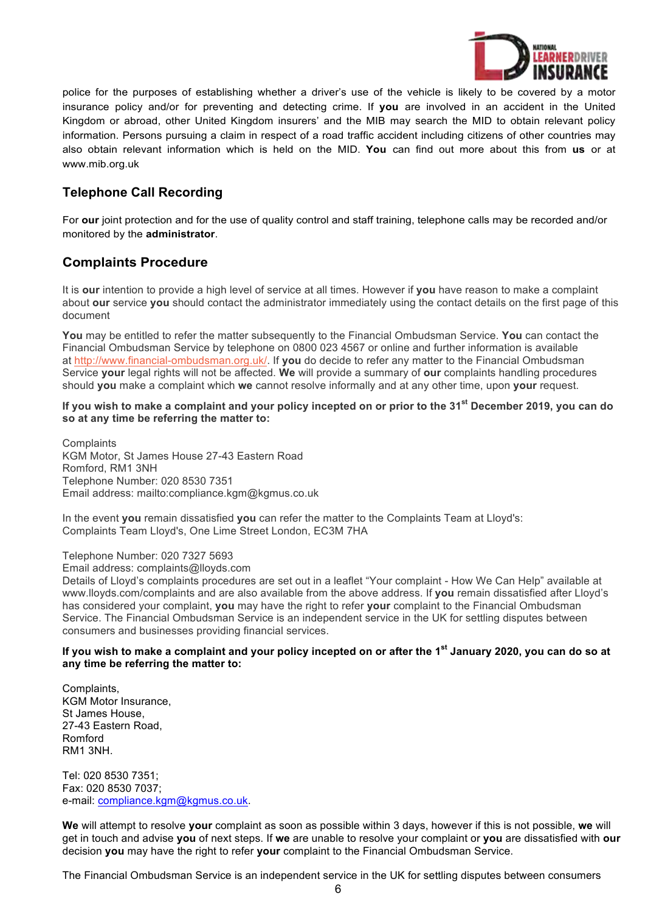police for the purposes of establishing whether a driver's use of the vehicle is likely to be covered by a motor insurance policy and/or for preventing and detecting crime. If **you** are involved in an accident in the United Kingdom or abroad, other United Kingdom insurers' and the MIB may search the MID to obtain relevant policy information. Persons pursuing a claim in respect of a road traffic accident including citizens of other countries may also obtain relevant information which is held on the MID. **You** can find out more about this from **us** or at www.mib.org.uk

## Telephone Call Recording

For **our** joint protection and for the use of quality control and staff training, telephone calls may be recorded and/or monitored by the **administrator**.

## Complaints Procedure

It is **our** intention to provide a high level of service at all times. However if **you** have reason to make a complaint about **our** service **you** should contact the administrator immediately using the contact details on the first page of this document

**You** may be entitled to refer the matter subsequently to the Financial Ombudsman Service. **You** can contact the Financial Ombudsman Service by telephone on 0800 023 4567 or online and further information is available at http://www.financial-ombudsman.org.uk/. If **you** do decide to refer any matter to the Financial Ombudsman Service **your** legal rights will not be affected. **We** will provide a summary of **our** complaints handling procedures should **you** make a complaint which **we** cannot resolve informally and at any other time, upon **your** request.

**If you wish to make a complaint and your policy incepted on or prior to the 31st December 2019, you can do so at any time be referring the matter to:**

Complaints
KGM Motor, St James House 27-43 Eastern Road
Romford, RM1 3NH
Telephone Number: 020 8530 7351
Email address: mailto:compliance.kgm@kgmus.co.uk

In the event **you** remain dissatisfied **you** can refer the matter to the Complaints Team at Lloyd's:
Complaints Team Lloyd's, One Lime Street London, EC3M 7HA

Telephone Number: 020 7327 5693
Email address: complaints@lloyds.com
Details of Lloyd's complaints procedures are set out in a leaflet "Your complaint - How We Can Help" available at www.lloyds.com/complaints and are also available from the above address. If **you** remain dissatisfied after Lloyd's has considered your complaint, **you** may have the right to refer **your** complaint to the Financial Ombudsman Service. The Financial Ombudsman Service is an independent service in the UK for settling disputes between consumers and businesses providing financial services.

**If you wish to make a complaint and your policy incepted on or after the 1st January 2020, you can do so at any time be referring the matter to:**

Complaints,
KGM Motor Insurance,
St James House,
27-43 Eastern Road,
Romford
RM1 3NH.

Tel: 020 8530 7351;
Fax: 020 8530 7037;
e-mail: compliance.kgm@kgmus.co.uk.

**We** will attempt to resolve **your** complaint as soon as possible within 3 days, however if this is not possible, **we** will get in touch and advise **you** of next steps. If **we** are unable to resolve your complaint or **you** are dissatisfied with **our** decision **you** may have the right to refer **your** complaint to the Financial Ombudsman Service.

The Financial Ombudsman Service is an independent service in the UK for settling disputes between consumers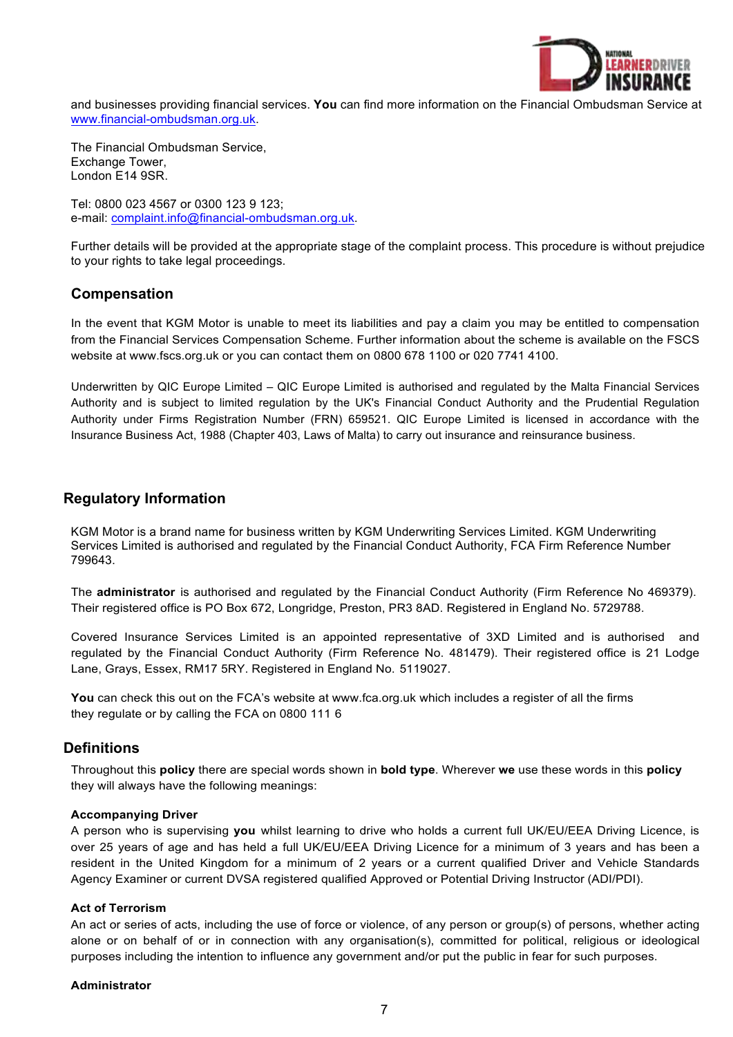and businesses providing financial services. **You** can find more information on the Financial Ombudsman Service at www.financial-ombudsman.org.uk.

The Financial Ombudsman Service,
Exchange Tower,
London E14 9SR.

Tel: 0800 023 4567 or 0300 123 9 123;
e-mail: complaint.info@financial-ombudsman.org.uk.

Further details will be provided at the appropriate stage of the complaint process. This procedure is without prejudice to your rights to take legal proceedings.

## Compensation

In the event that KGM Motor is unable to meet its liabilities and pay a claim you may be entitled to compensation from the Financial Services Compensation Scheme. Further information about the scheme is available on the FSCS website at www.fscs.org.uk or you can contact them on 0800 678 1100 or 020 7741 4100.

Underwritten by QIC Europe Limited – QIC Europe Limited is authorised and regulated by the Malta Financial Services Authority and is subject to limited regulation by the UK's Financial Conduct Authority and the Prudential Regulation Authority under Firms Registration Number (FRN) 659521. QIC Europe Limited is licensed in accordance with the Insurance Business Act, 1988 (Chapter 403, Laws of Malta) to carry out insurance and reinsurance business.

## Regulatory Information

KGM Motor is a brand name for business written by KGM Underwriting Services Limited. KGM Underwriting Services Limited is authorised and regulated by the Financial Conduct Authority, FCA Firm Reference Number 799643.

The **administrator** is authorised and regulated by the Financial Conduct Authority (Firm Reference No 469379). Their registered office is PO Box 672, Longridge, Preston, PR3 8AD. Registered in England No. 5729788.

Covered Insurance Services Limited is an appointed representative of 3XD Limited and is authorised and regulated by the Financial Conduct Authority (Firm Reference No. 481479). Their registered office is 21 Lodge Lane, Grays, Essex, RM17 5RY. Registered in England No. 5119027.

**You** can check this out on the FCA's website at www.fca.org.uk which includes a register of all the firms they regulate or by calling the FCA on 0800 111 6

## Definitions

Throughout this **policy** there are special words shown in **bold type**. Wherever **we** use these words in this **policy** they will always have the following meanings:

**Accompanying Driver**
A person who is supervising **you** whilst learning to drive who holds a current full UK/EU/EEA Driving Licence, is over 25 years of age and has held a full UK/EU/EEA Driving Licence for a minimum of 3 years and has been a resident in the United Kingdom for a minimum of 2 years or a current qualified Driver and Vehicle Standards Agency Examiner or current DVSA registered qualified Approved or Potential Driving Instructor (ADI/PDI).

**Act of Terrorism**
An act or series of acts, including the use of force or violence, of any person or group(s) of persons, whether acting alone or on behalf of or in connection with any organisation(s), committed for political, religious or ideological purposes including the intention to influence any government and/or put the public in fear for such purposes.

**Administrator**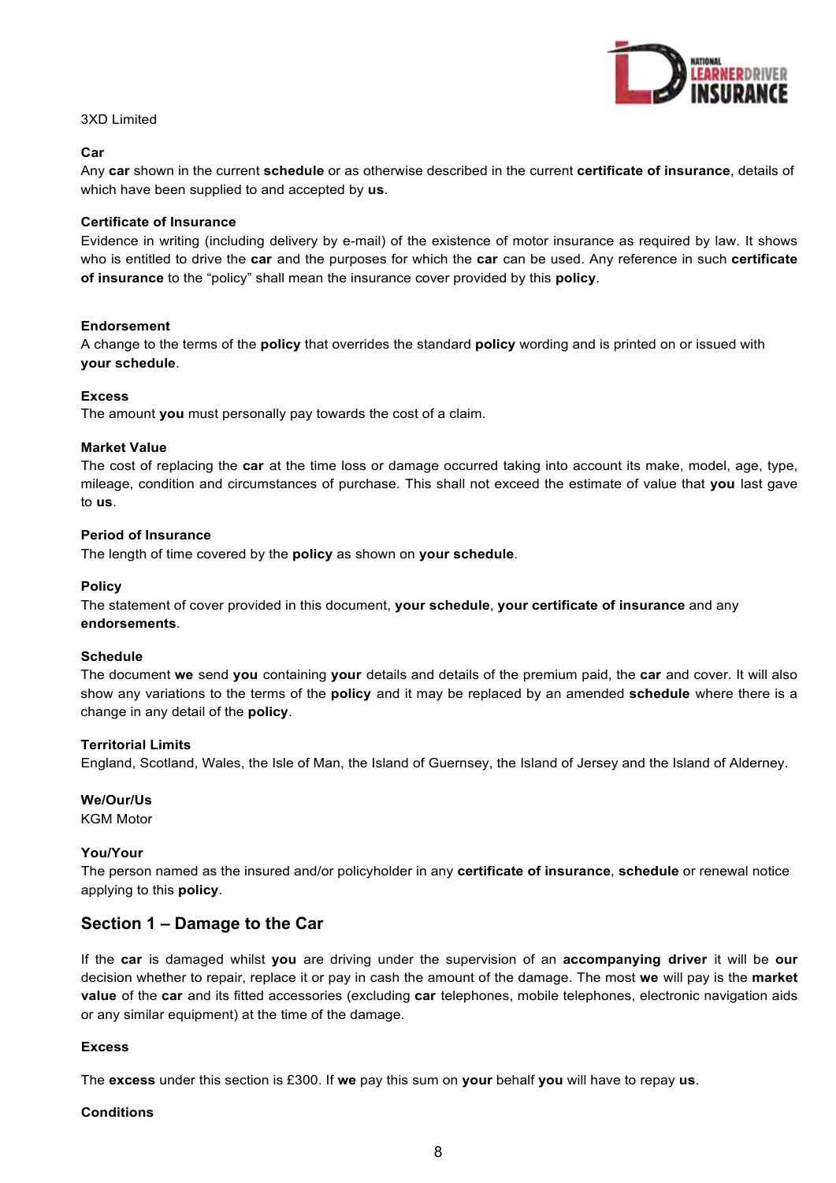3XD Limited

**Car**
Any **car** shown in the current **schedule** or as otherwise described in the current **certificate of insurance**, details of which have been supplied to and accepted by **us**.

**Certificate of Insurance**
Evidence in writing (including delivery by e-mail) of the existence of motor insurance as required by law. It shows who is entitled to drive the **car** and the purposes for which the **car** can be used. Any reference in such **certificate of insurance** to the "policy" shall mean the insurance cover provided by this **policy**.

**Endorsement**
A change to the terms of the **policy** that overrides the standard **policy** wording and is printed on or issued with **your schedule**.

**Excess**
The amount **you** must personally pay towards the cost of a claim.

**Market Value**
The cost of replacing the **car** at the time loss or damage occurred taking into account its make, model, age, type, mileage, condition and circumstances of purchase. This shall not exceed the estimate of value that **you** last gave to **us**.

**Period of Insurance**
The length of time covered by the **policy** as shown on **your schedule**.

**Policy**
The statement of cover provided in this document, **your schedule**, **your certificate of insurance** and any **endorsements**.

**Schedule**
The document **we** send **you** containing **your** details and details of the premium paid, the **car** and cover. It will also show any variations to the terms of the **policy** and it may be replaced by an amended **schedule** where there is a change in any detail of the **policy**.

**Territorial Limits**
England, Scotland, Wales, the Isle of Man, the Island of Guernsey, the Island of Jersey and the Island of Alderney.

**We/Our/Us**
KGM Motor

**You/Your**
The person named as the insured and/or policyholder in any **certificate of insurance**, **schedule** or renewal notice applying to this **policy**.

## Section 1 – Damage to the Car

If the **car** is damaged whilst **you** are driving under the supervision of an **accompanying driver** it will be **our** decision whether to repair, replace it or pay in cash the amount of the damage. The most **we** will pay is the **market value** of the **car** and its fitted accessories (excluding **car** telephones, mobile telephones, electronic navigation aids or any similar equipment) at the time of the damage.

**Excess**

The **excess** under this section is £300. If **we** pay this sum on **your** behalf **you** will have to repay **us**.

**Conditions**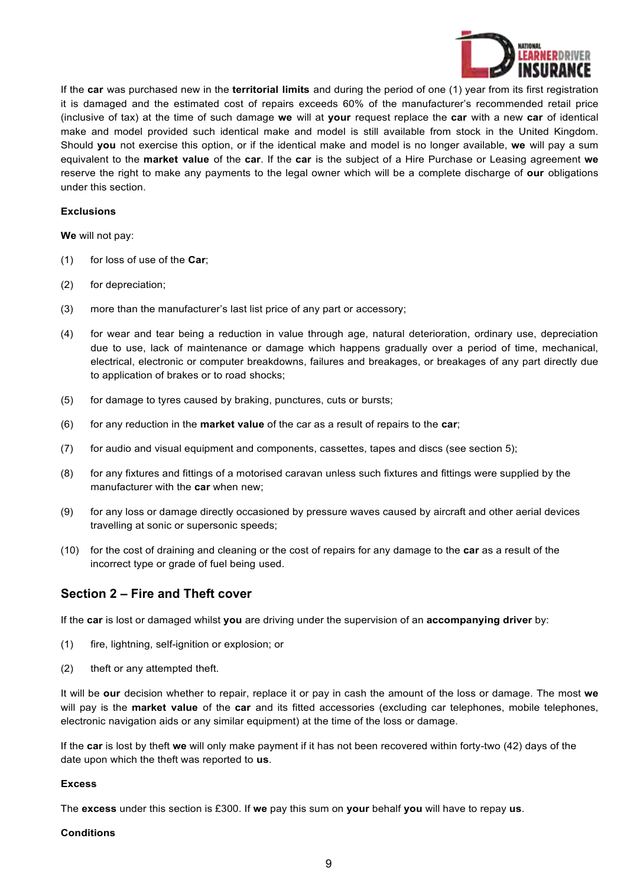If the **car** was purchased new in the **territorial limits** and during the period of one (1) year from its first registration it is damaged and the estimated cost of repairs exceeds 60% of the manufacturer's recommended retail price (inclusive of tax) at the time of such damage **we** will at **your** request replace the **car** with a new **car** of identical make and model provided such identical make and model is still available from stock in the United Kingdom. Should **you** not exercise this option, or if the identical make and model is no longer available, **we** will pay a sum equivalent to the **market value** of the **car**. If the **car** is the subject of a Hire Purchase or Leasing agreement **we** reserve the right to make any payments to the legal owner which will be a complete discharge of **our** obligations under this section.

**Exclusions**

**We** will not pay:

(1) for loss of use of the **Car**;

(2) for depreciation;

(3) more than the manufacturer's last list price of any part or accessory;

(4) for wear and tear being a reduction in value through age, natural deterioration, ordinary use, depreciation due to use, lack of maintenance or damage which happens gradually over a period of time, mechanical, electrical, electronic or computer breakdowns, failures and breakages, or breakages of any part directly due to application of brakes or to road shocks;

(5) for damage to tyres caused by braking, punctures, cuts or bursts;

(6) for any reduction in the **market value** of the car as a result of repairs to the **car**;

(7) for audio and visual equipment and components, cassettes, tapes and discs (see section 5);

(8) for any fixtures and fittings of a motorised caravan unless such fixtures and fittings were supplied by the manufacturer with the **car** when new;

(9) for any loss or damage directly occasioned by pressure waves caused by aircraft and other aerial devices travelling at sonic or supersonic speeds;

(10) for the cost of draining and cleaning or the cost of repairs for any damage to the **car** as a result of the incorrect type or grade of fuel being used.

## Section 2 – Fire and Theft cover

If the **car** is lost or damaged whilst **you** are driving under the supervision of an **accompanying driver** by:

(1) fire, lightning, self-ignition or explosion; or

(2) theft or any attempted theft.

It will be **our** decision whether to repair, replace it or pay in cash the amount of the loss or damage. The most **we** will pay is the **market value** of the **car** and its fitted accessories (excluding car telephones, mobile telephones, electronic navigation aids or any similar equipment) at the time of the loss or damage.

If the **car** is lost by theft **we** will only make payment if it has not been recovered within forty-two (42) days of the date upon which the theft was reported to **us**.

**Excess**

The **excess** under this section is £300. If **we** pay this sum on **your** behalf **you** will have to repay **us**.

**Conditions**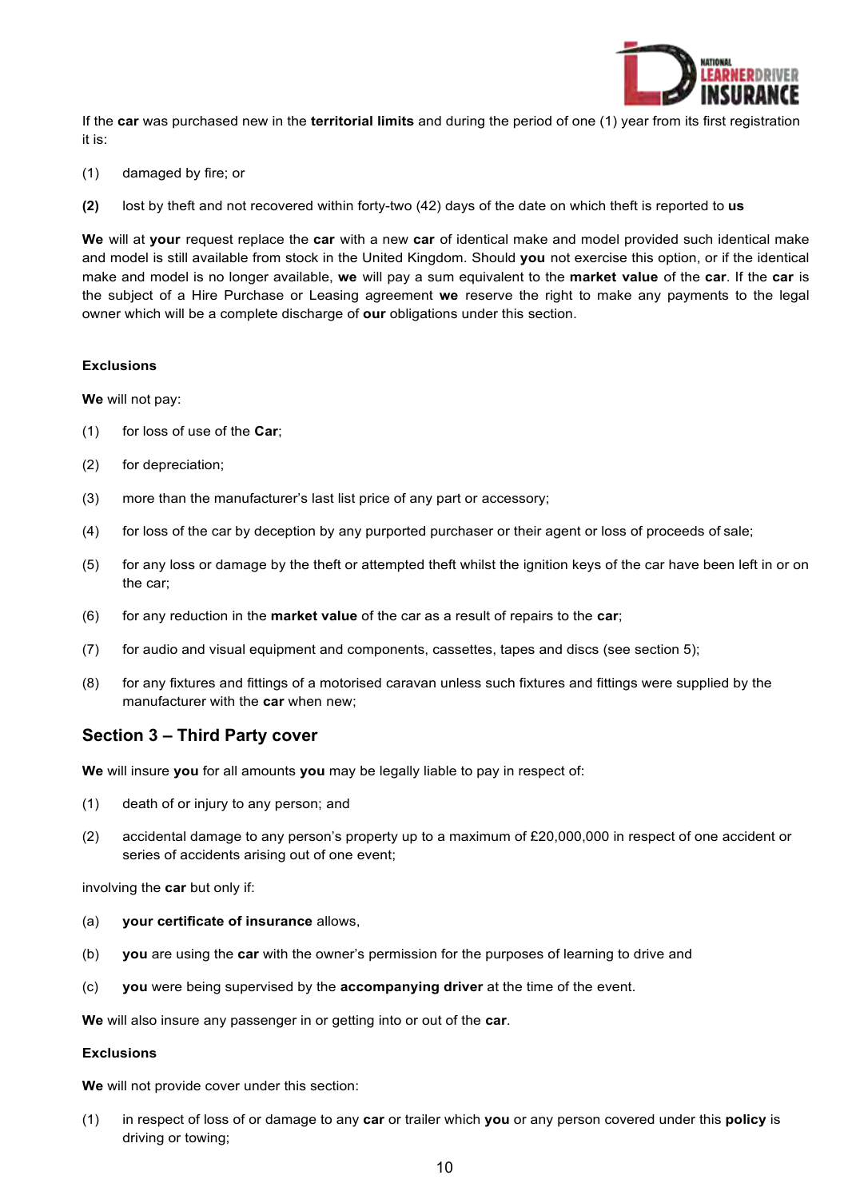If the **car** was purchased new in the **territorial limits** and during the period of one (1) year from its first registration it is:

(1) damaged by fire; or

**(2)** lost by theft and not recovered within forty-two (42) days of the date on which theft is reported to **us**

**We** will at **your** request replace the **car** with a new **car** of identical make and model provided such identical make and model is still available from stock in the United Kingdom. Should **you** not exercise this option, or if the identical make and model is no longer available, **we** will pay a sum equivalent to the **market value** of the **car**. If the **car** is the subject of a Hire Purchase or Leasing agreement **we** reserve the right to make any payments to the legal owner which will be a complete discharge of **our** obligations under this section.

**Exclusions**

**We** will not pay:

(1) for loss of use of the **Car**;

(2) for depreciation;

(3) more than the manufacturer's last list price of any part or accessory;

(4) for loss of the car by deception by any purported purchaser or their agent or loss of proceeds of sale;

(5) for any loss or damage by the theft or attempted theft whilst the ignition keys of the car have been left in or on the car;

(6) for any reduction in the **market value** of the car as a result of repairs to the **car**;

(7) for audio and visual equipment and components, cassettes, tapes and discs (see section 5);

(8) for any fixtures and fittings of a motorised caravan unless such fixtures and fittings were supplied by the manufacturer with the **car** when new;

## Section 3 – Third Party cover

**We** will insure **you** for all amounts **you** may be legally liable to pay in respect of:

(1) death of or injury to any person; and

(2) accidental damage to any person's property up to a maximum of £20,000,000 in respect of one accident or series of accidents arising out of one event;

involving the **car** but only if:

(a) **your certificate of insurance** allows,

(b) **you** are using the **car** with the owner's permission for the purposes of learning to drive and

(c) **you** were being supervised by the **accompanying driver** at the time of the event.

**We** will also insure any passenger in or getting into or out of the **car**.

**Exclusions**

**We** will not provide cover under this section:

(1) in respect of loss of or damage to any **car** or trailer which **you** or any person covered under this **policy** is driving or towing;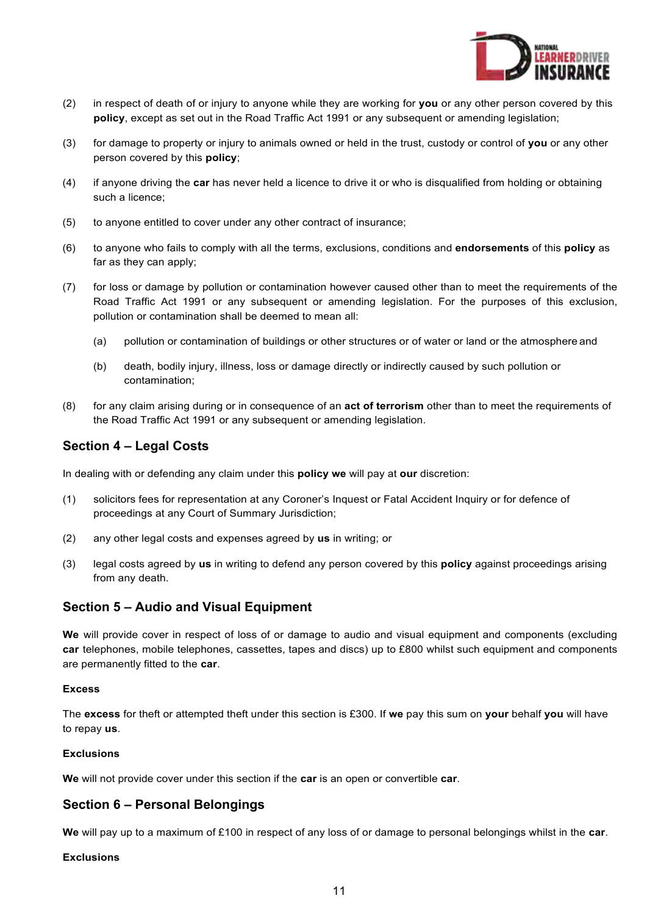(2) in respect of death of or injury to anyone while they are working for **you** or any other person covered by this **policy**, except as set out in the Road Traffic Act 1991 or any subsequent or amending legislation;

(3) for damage to property or injury to animals owned or held in the trust, custody or control of **you** or any other person covered by this **policy**;

(4) if anyone driving the **car** has never held a licence to drive it or who is disqualified from holding or obtaining such a licence;

(5) to anyone entitled to cover under any other contract of insurance;

(6) to anyone who fails to comply with all the terms, exclusions, conditions and **endorsements** of this **policy** as far as they can apply;

(7) for loss or damage by pollution or contamination however caused other than to meet the requirements of the Road Traffic Act 1991 or any subsequent or amending legislation. For the purposes of this exclusion, pollution or contamination shall be deemed to mean all:

    (a) pollution or contamination of buildings or other structures or of water or land or the atmosphere and

    (b) death, bodily injury, illness, loss or damage directly or indirectly caused by such pollution or contamination;

(8) for any claim arising during or in consequence of an **act of terrorism** other than to meet the requirements of the Road Traffic Act 1991 or any subsequent or amending legislation.

## Section 4 – Legal Costs

In dealing with or defending any claim under this **policy we** will pay at **our** discretion:

(1) solicitors fees for representation at any Coroner's Inquest or Fatal Accident Inquiry or for defence of proceedings at any Court of Summary Jurisdiction;

(2) any other legal costs and expenses agreed by **us** in writing; or

(3) legal costs agreed by **us** in writing to defend any person covered by this **policy** against proceedings arising from any death.

## Section 5 – Audio and Visual Equipment

**We** will provide cover in respect of loss of or damage to audio and visual equipment and components (excluding **car** telephones, mobile telephones, cassettes, tapes and discs) up to £800 whilst such equipment and components are permanently fitted to the **car**.

**Excess**

The **excess** for theft or attempted theft under this section is £300. If **we** pay this sum on **your** behalf **you** will have to repay **us**.

**Exclusions**

**We** will not provide cover under this section if the **car** is an open or convertible **car**.

## Section 6 – Personal Belongings

**We** will pay up to a maximum of £100 in respect of any loss of or damage to personal belongings whilst in the **car**.

**Exclusions**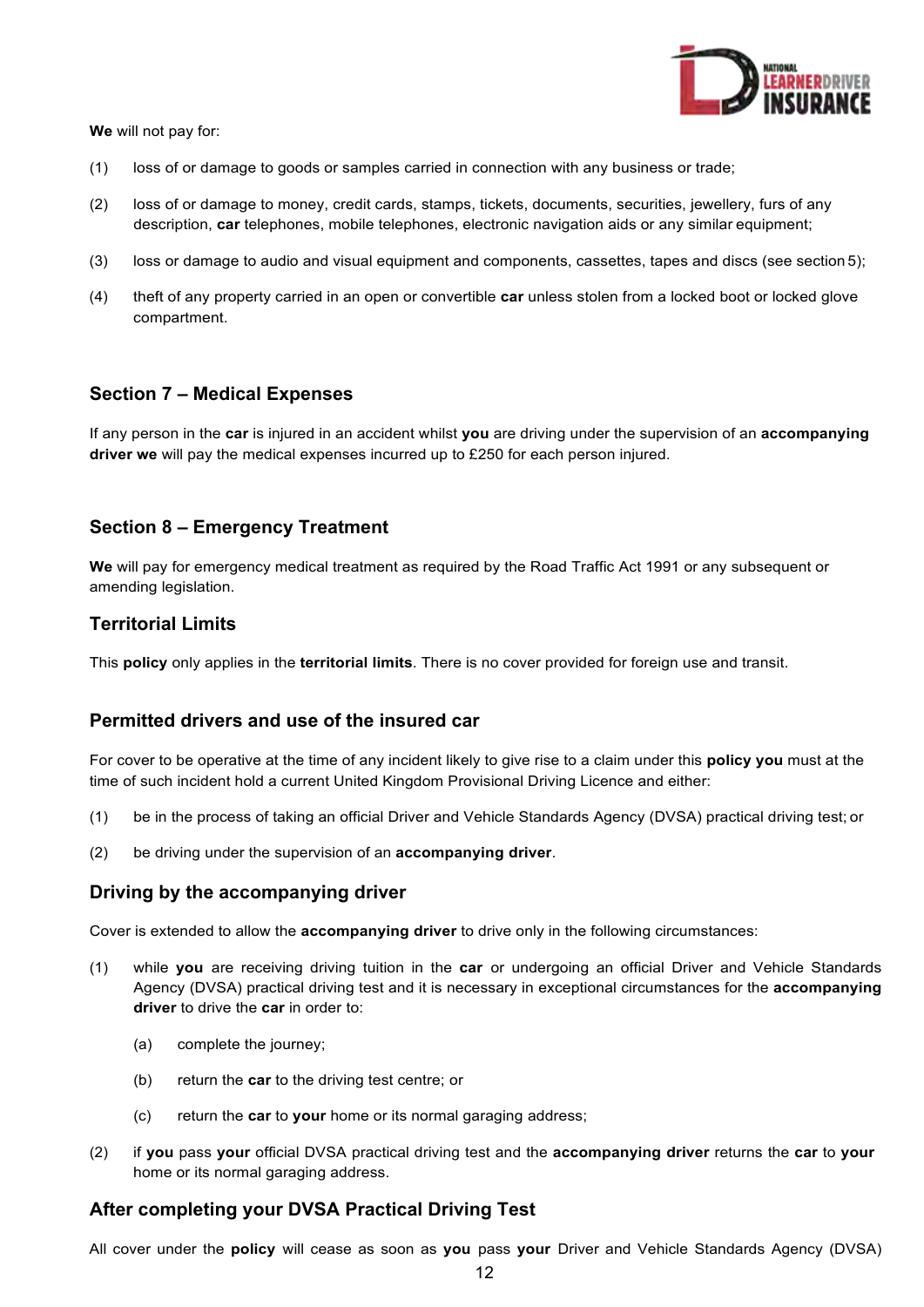**We** will not pay for:

(1) loss of or damage to goods or samples carried in connection with any business or trade;

(2) loss of or damage to money, credit cards, stamps, tickets, documents, securities, jewellery, furs of any description, **car** telephones, mobile telephones, electronic navigation aids or any similar equipment;

(3) loss or damage to audio and visual equipment and components, cassettes, tapes and discs (see section 5);

(4) theft of any property carried in an open or convertible **car** unless stolen from a locked boot or locked glove compartment.

## Section 7 – Medical Expenses

If any person in the **car** is injured in an accident whilst **you** are driving under the supervision of an **accompanying driver we** will pay the medical expenses incurred up to £250 for each person injured.

## Section 8 – Emergency Treatment

**We** will pay for emergency medical treatment as required by the Road Traffic Act 1991 or any subsequent or amending legislation.

## Territorial Limits

This **policy** only applies in the **territorial limits**. There is no cover provided for foreign use and transit.

## Permitted drivers and use of the insured car

For cover to be operative at the time of any incident likely to give rise to a claim under this **policy you** must at the time of such incident hold a current United Kingdom Provisional Driving Licence and either:

(1) be in the process of taking an official Driver and Vehicle Standards Agency (DVSA) practical driving test; or

(2) be driving under the supervision of an **accompanying driver**.

## Driving by the accompanying driver

Cover is extended to allow the **accompanying driver** to drive only in the following circumstances:

(1) while **you** are receiving driving tuition in the **car** or undergoing an official Driver and Vehicle Standards Agency (DVSA) practical driving test and it is necessary in exceptional circumstances for the **accompanying driver** to drive the **car** in order to:

   (a) complete the journey;

   (b) return the **car** to the driving test centre; or

   (c) return the **car** to **your** home or its normal garaging address;

(2) if **you** pass **your** official DVSA practical driving test and the **accompanying driver** returns the **car** to **your** home or its normal garaging address.

## After completing your DVSA Practical Driving Test

All cover under the **policy** will cease as soon as **you** pass **your** Driver and Vehicle Standards Agency (DVSA)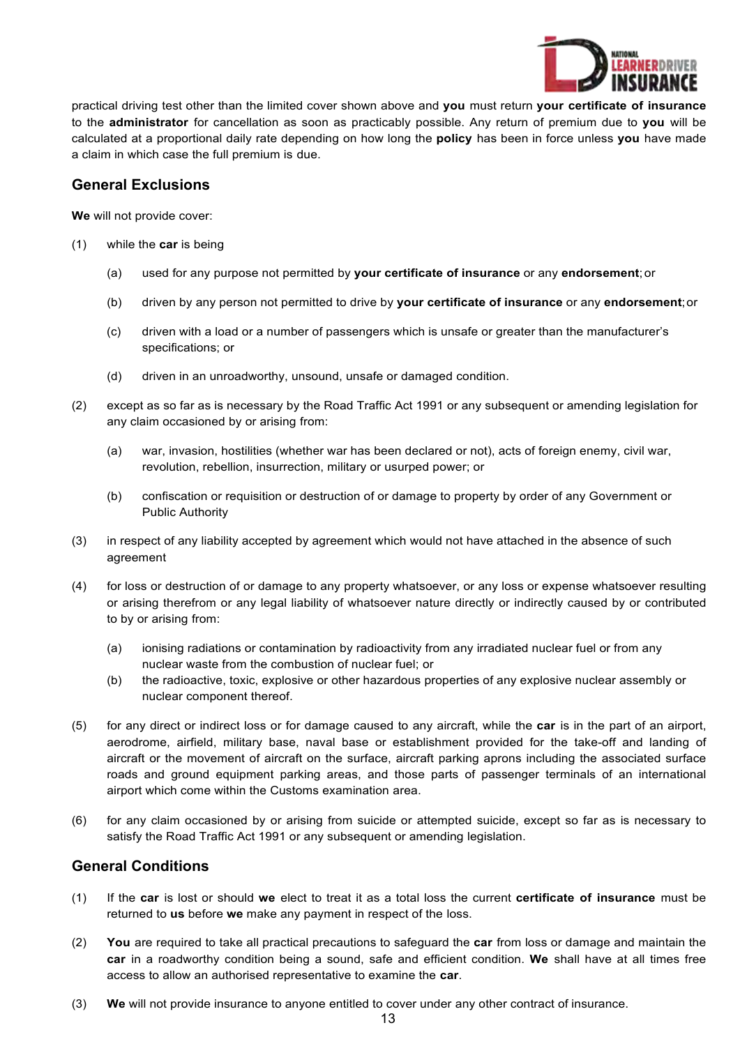practical driving test other than the limited cover shown above and **you** must return **your certificate of insurance** to the **administrator** for cancellation as soon as practicably possible. Any return of premium due to **you** will be calculated at a proportional daily rate depending on how long the **policy** has been in force unless **you** have made a claim in which case the full premium is due.

## General Exclusions

**We** will not provide cover:

(1) while the **car** is being

  (a) used for any purpose not permitted by **your certificate of insurance** or any **endorsement**; or

  (b) driven by any person not permitted to drive by **your certificate of insurance** or any **endorsement**; or

  (c) driven with a load or a number of passengers which is unsafe or greater than the manufacturer's specifications; or

  (d) driven in an unroadworthy, unsound, unsafe or damaged condition.

(2) except as so far as is necessary by the Road Traffic Act 1991 or any subsequent or amending legislation for any claim occasioned by or arising from:

  (a) war, invasion, hostilities (whether war has been declared or not), acts of foreign enemy, civil war, revolution, rebellion, insurrection, military or usurped power; or

  (b) confiscation or requisition or destruction of or damage to property by order of any Government or Public Authority

(3) in respect of any liability accepted by agreement which would not have attached in the absence of such agreement

(4) for loss or destruction of or damage to any property whatsoever, or any loss or expense whatsoever resulting or arising therefrom or any legal liability of whatsoever nature directly or indirectly caused by or contributed to by or arising from:

  (a) ionising radiations or contamination by radioactivity from any irradiated nuclear fuel or from any nuclear waste from the combustion of nuclear fuel; or

  (b) the radioactive, toxic, explosive or other hazardous properties of any explosive nuclear assembly or nuclear component thereof.

(5) for any direct or indirect loss or for damage caused to any aircraft, while the **car** is in the part of an airport, aerodrome, airfield, military base, naval base or establishment provided for the take-off and landing of aircraft or the movement of aircraft on the surface, aircraft parking aprons including the associated surface roads and ground equipment parking areas, and those parts of passenger terminals of an international airport which come within the Customs examination area.

(6) for any claim occasioned by or arising from suicide or attempted suicide, except so far as is necessary to satisfy the Road Traffic Act 1991 or any subsequent or amending legislation.

## General Conditions

(1) If the **car** is lost or should **we** elect to treat it as a total loss the current **certificate of insurance** must be returned to **us** before **we** make any payment in respect of the loss.

(2) **You** are required to take all practical precautions to safeguard the **car** from loss or damage and maintain the **car** in a roadworthy condition being a sound, safe and efficient condition. **We** shall have at all times free access to allow an authorised representative to examine the **car**.

(3) **We** will not provide insurance to anyone entitled to cover under any other contract of insurance.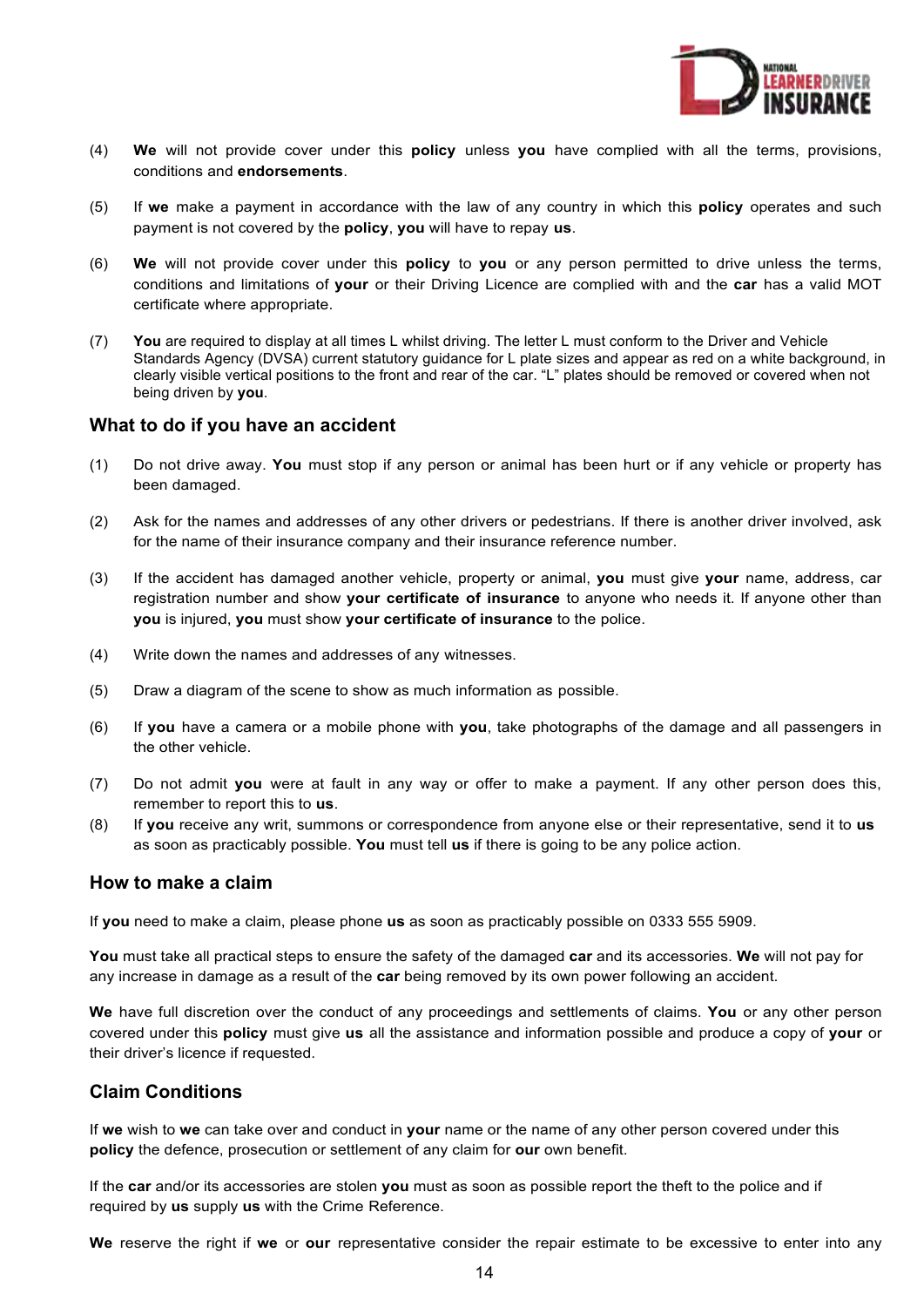(4) **We** will not provide cover under this **policy** unless **you** have complied with all the terms, provisions, conditions and **endorsements**.

(5) If **we** make a payment in accordance with the law of any country in which this **policy** operates and such payment is not covered by the **policy**, **you** will have to repay **us**.

(6) **We** will not provide cover under this **policy** to **you** or any person permitted to drive unless the terms, conditions and limitations of **your** or their Driving Licence are complied with and the **car** has a valid MOT certificate where appropriate.

(7) **You** are required to display at all times L whilst driving. The letter L must conform to the Driver and Vehicle Standards Agency (DVSA) current statutory guidance for L plate sizes and appear as red on a white background, in clearly visible vertical positions to the front and rear of the car. "L" plates should be removed or covered when not being driven by **you**.

## What to do if you have an accident

(1) Do not drive away. **You** must stop if any person or animal has been hurt or if any vehicle or property has been damaged.

(2) Ask for the names and addresses of any other drivers or pedestrians. If there is another driver involved, ask for the name of their insurance company and their insurance reference number.

(3) If the accident has damaged another vehicle, property or animal, **you** must give **your** name, address, car registration number and show **your certificate of insurance** to anyone who needs it. If anyone other than **you** is injured, **you** must show **your certificate of insurance** to the police.

(4) Write down the names and addresses of any witnesses.

(5) Draw a diagram of the scene to show as much information as possible.

(6) If **you** have a camera or a mobile phone with **you**, take photographs of the damage and all passengers in the other vehicle.

(7) Do not admit **you** were at fault in any way or offer to make a payment. If any other person does this, remember to report this to **us**.

(8) If **you** receive any writ, summons or correspondence from anyone else or their representative, send it to **us** as soon as practicably possible. **You** must tell **us** if there is going to be any police action.

## How to make a claim

If **you** need to make a claim, please phone **us** as soon as practicably possible on 0333 555 5909.

**You** must take all practical steps to ensure the safety of the damaged **car** and its accessories. **We** will not pay for any increase in damage as a result of the **car** being removed by its own power following an accident.

**We** have full discretion over the conduct of any proceedings and settlements of claims. **You** or any other person covered under this **policy** must give **us** all the assistance and information possible and produce a copy of **your** or their driver's licence if requested.

## Claim Conditions

If **we** wish to **we** can take over and conduct in **your** name or the name of any other person covered under this **policy** the defence, prosecution or settlement of any claim for **our** own benefit.

If the **car** and/or its accessories are stolen **you** must as soon as possible report the theft to the police and if required by **us** supply **us** with the Crime Reference.

**We** reserve the right if **we** or **our** representative consider the repair estimate to be excessive to enter into any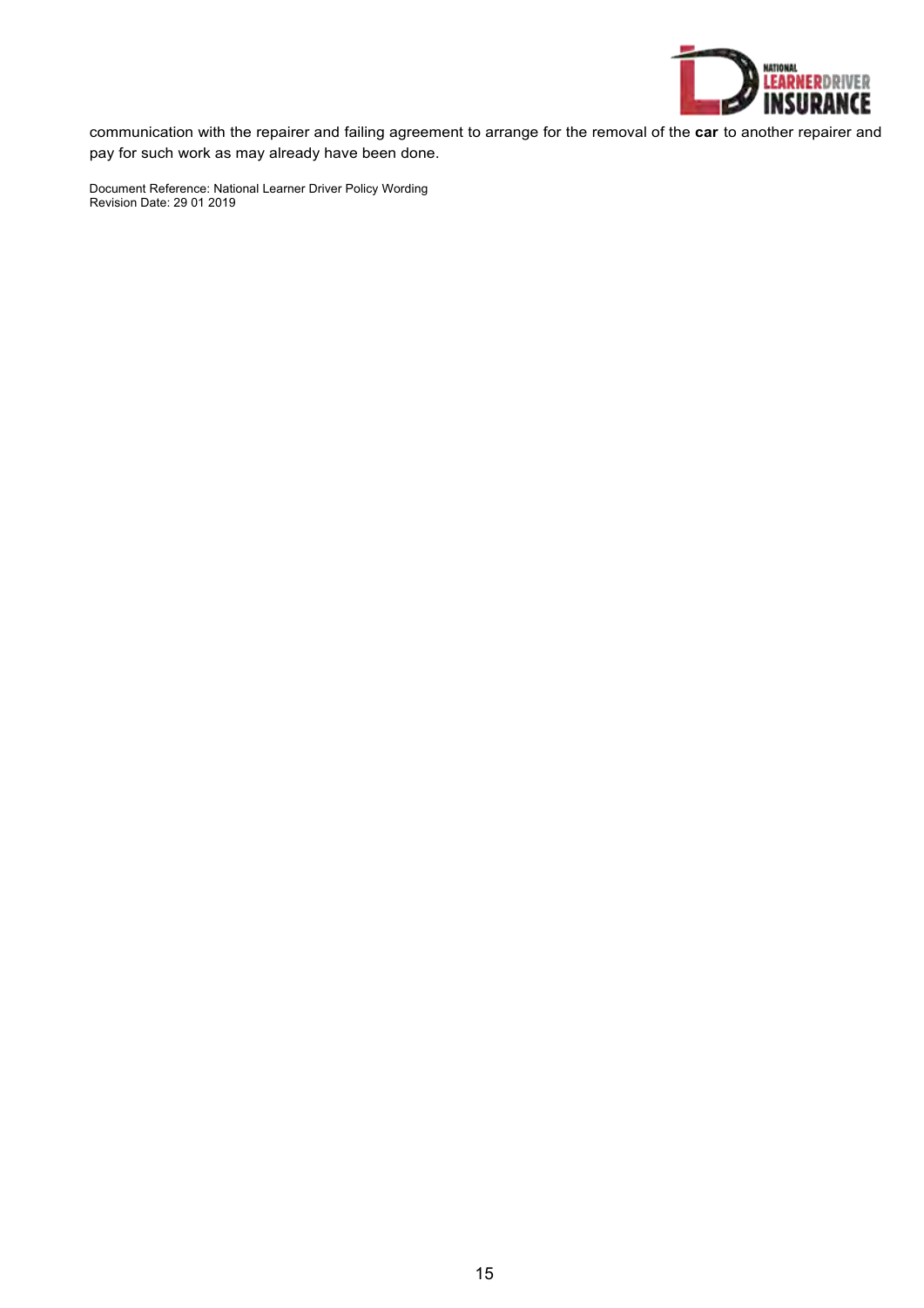communication with the repairer and failing agreement to arrange for the removal of the **car** to another repairer and pay for such work as may already have been done.

Document Reference: National Learner Driver Policy Wording
Revision Date: 29 01 2019